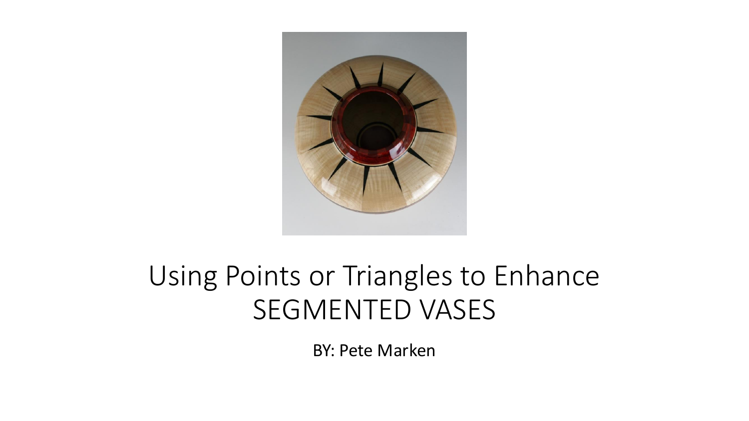# Using Points or Triangles to Enhance SEGMENTED VASES

BY: Pete Marken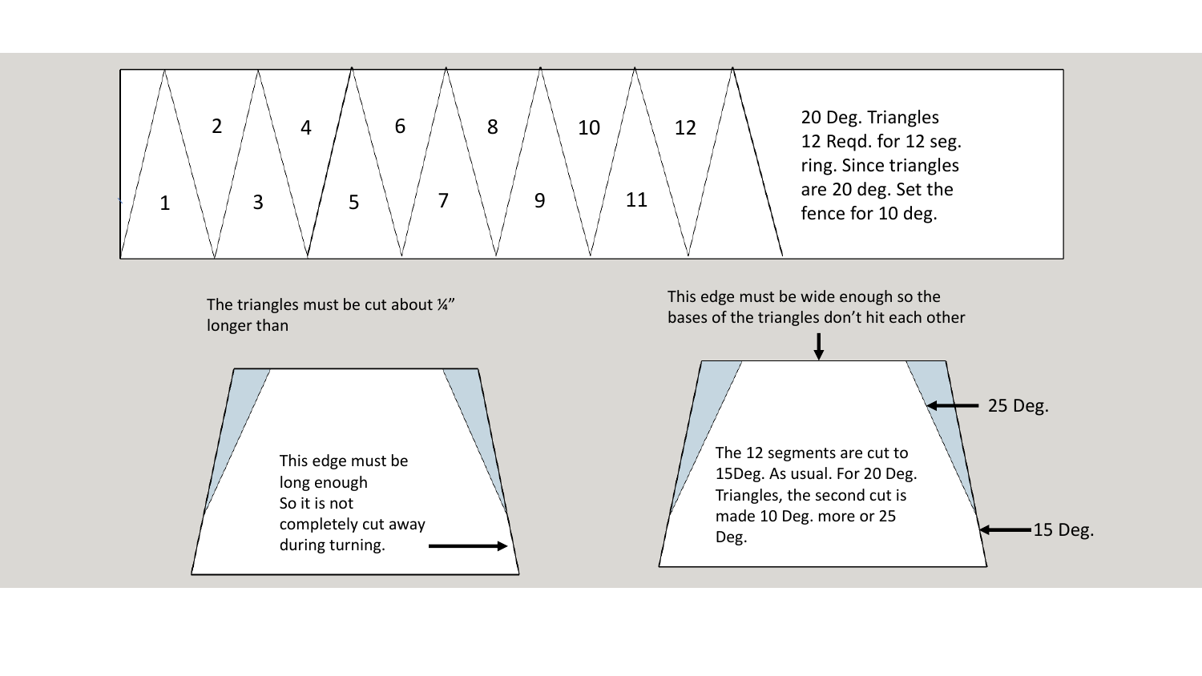20 Deg. Triangles 12 Reqd. for 12 seg. ring. Since triangles are 20 deg. Set the fence for 10 deg.

1 2 3 4 5 6 7 8 9 10 11 12

The triangles must be cut about ¼" longer than

This edge must be long enough So it is not completely cut away during turning.

This edge must be wide enough so the bases of the triangles don't hit each other

The 12 segments are cut to 15Deg. As usual. For 20 Deg. Triangles, the second cut is made 10 Deg. more or 25 Deg.

25 Deg.

15 Deg.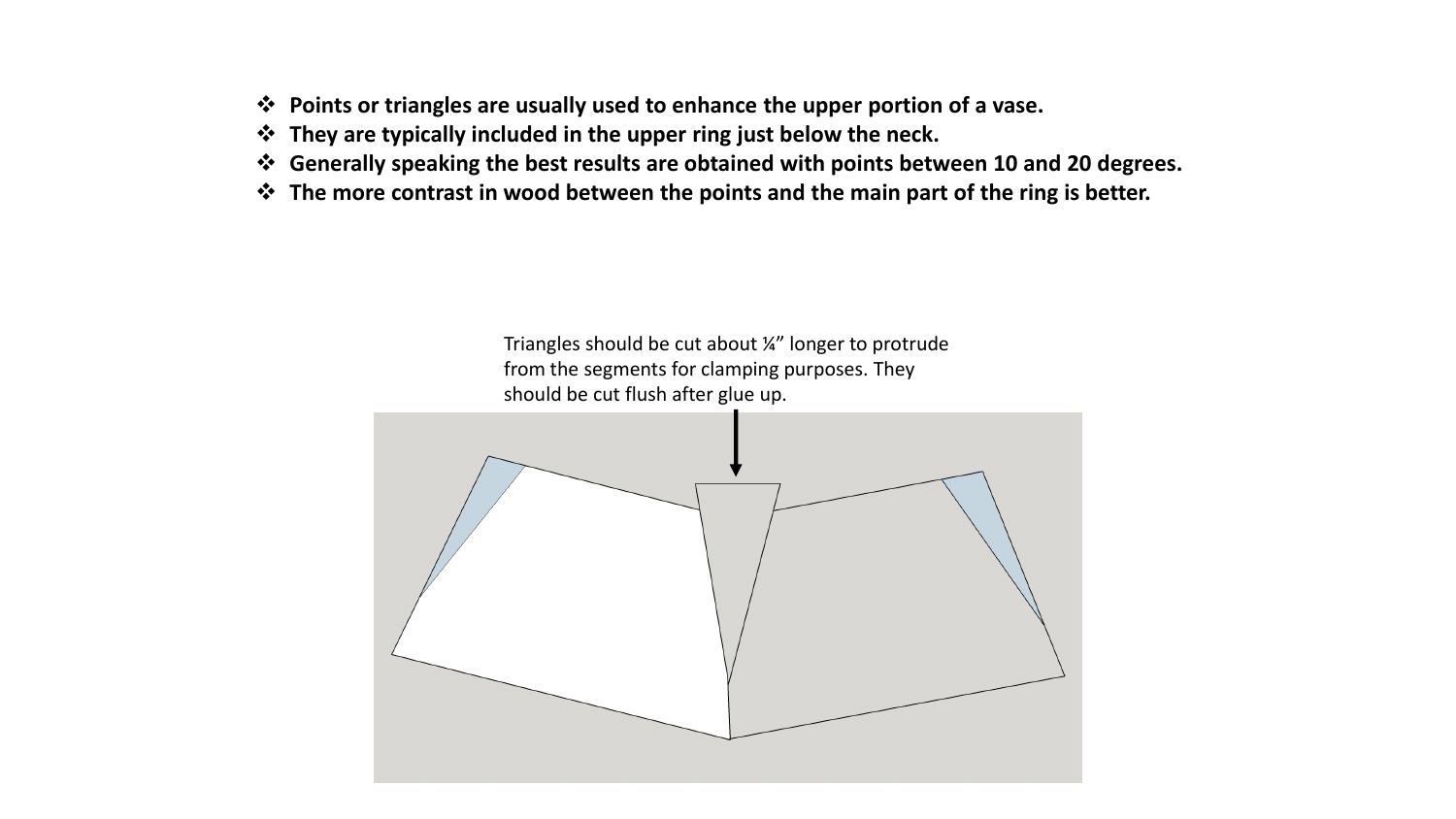- **Points or triangles are usually used to enhance the upper portion of a vase.**
- **They are typically included in the upper ring just below the neck.**
- **Generally speaking the best results are obtained with points between 10 and 20 degrees.**
- **The more contrast in wood between the points and the main part of the ring is better.**

Triangles should be cut about ¼" longer to protrude from the segments for clamping purposes. They should be cut flush after glue up.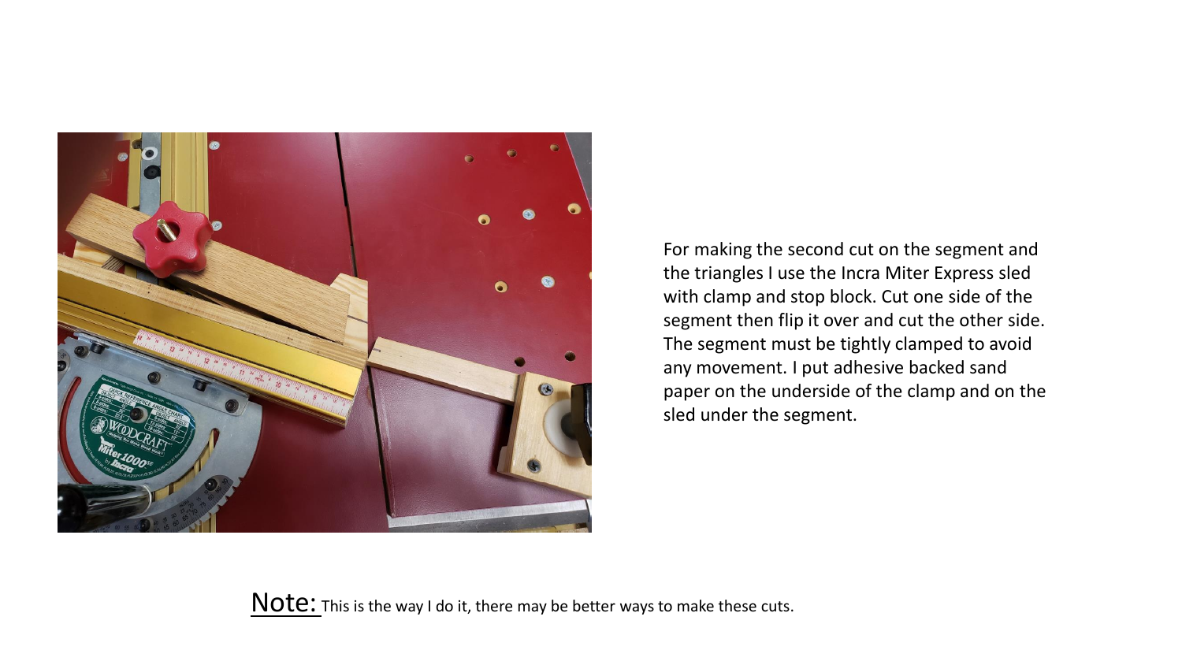For making the second cut on the segment and the triangles I use the Incra Miter Express sled with clamp and stop block. Cut one side of the segment then flip it over and cut the other side. The segment must be tightly clamped to avoid any movement. I put adhesive backed sand paper on the underside of the clamp and on the sled under the segment.

Note: This is the way I do it, there may be better ways to make these cuts.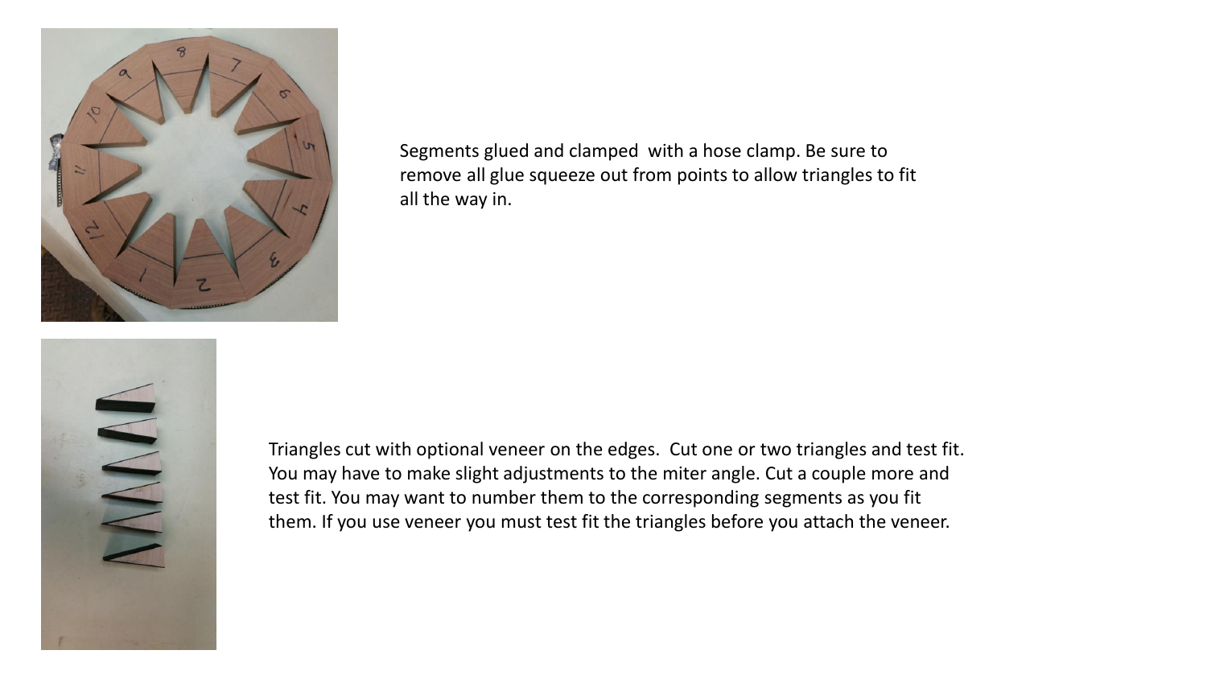Segments glued and clamped with a hose clamp. Be sure to remove all glue squeeze out from points to allow triangles to fit all the way in.

Triangles cut with optional veneer on the edges. Cut one or two triangles and test fit. You may have to make slight adjustments to the miter angle. Cut a couple more and test fit. You may want to number them to the corresponding segments as you fit them. If you use veneer you must test fit the triangles before you attach the veneer.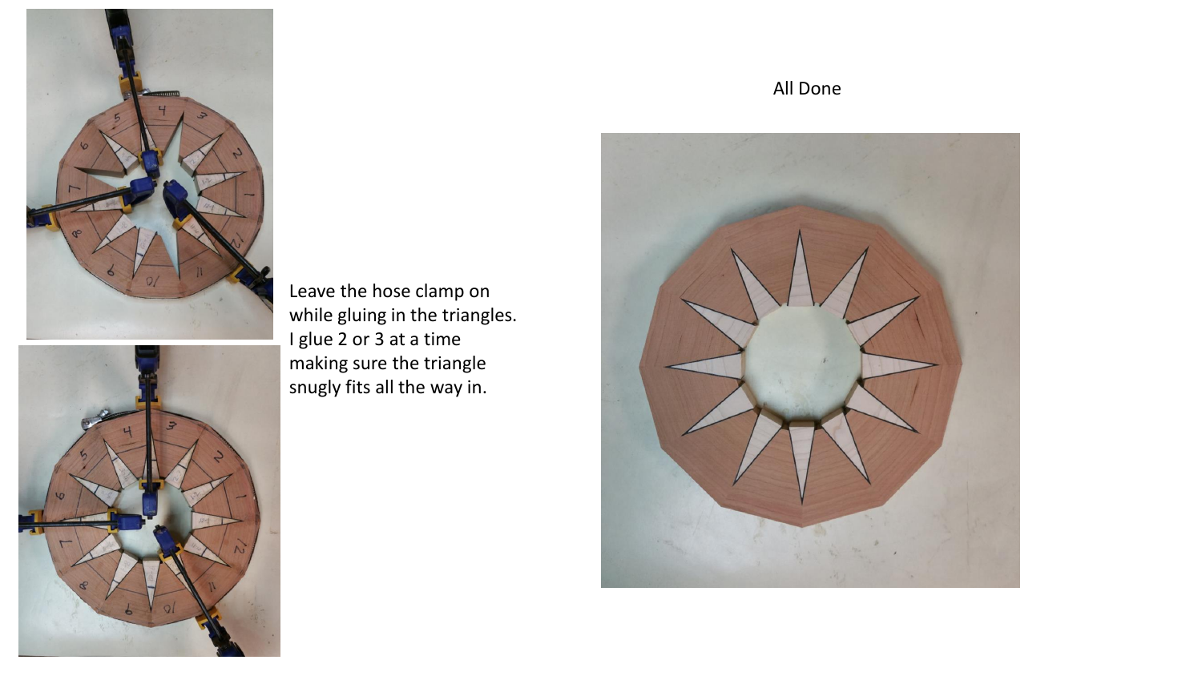Leave the hose clamp on while gluing in the triangles. I glue 2 or 3 at a time making sure the triangle snugly fits all the way in.

All Done